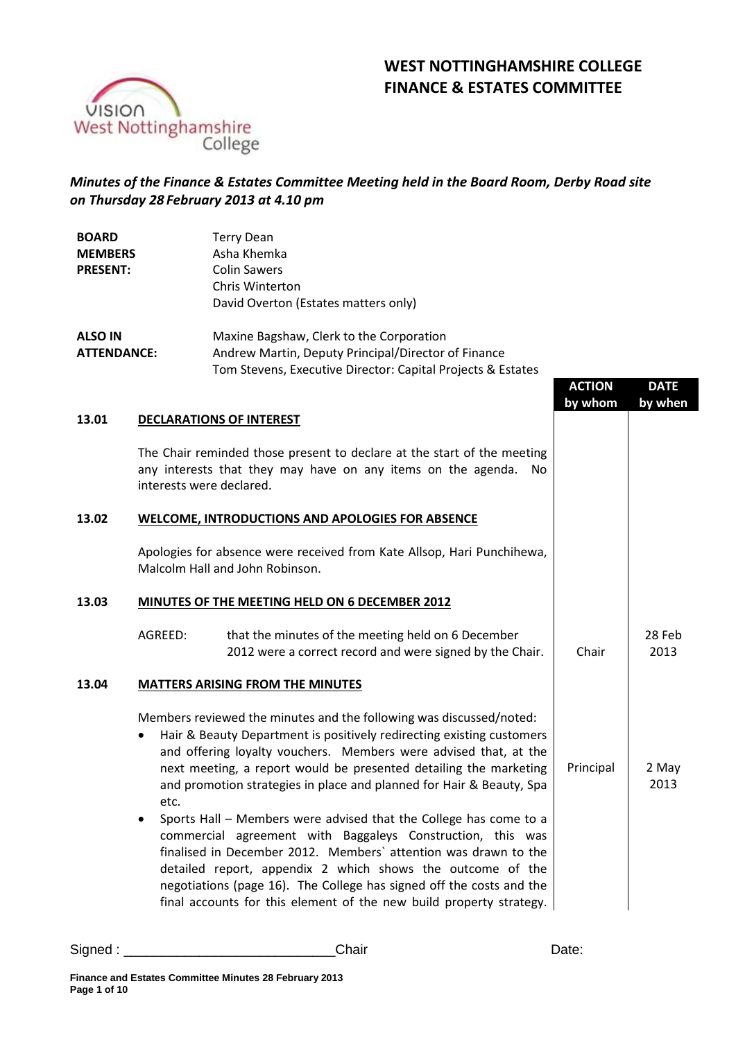# WEST NOTTINGHAMSHIRE COLLEGE
# FINANCE & ESTATES COMMITTEE

*Minutes of the Finance & Estates Committee Meeting held in the Board Room, Derby Road site on Thursday 28 February 2013 at 4.10 pm*

**BOARD MEMBERS PRESENT:**
Terry Dean
Asha Khemka
Colin Sawers
Chris Winterton
David Overton (Estates matters only)

**ALSO IN ATTENDANCE:**
Maxine Bagshaw, Clerk to the Corporation
Andrew Martin, Deputy Principal/Director of Finance
Tom Stevens, Executive Director: Capital Projects & Estates

| | | ACTION by whom | DATE by when |
|---|---|---|---|
| **13.01** | **DECLARATIONS OF INTEREST** | | |
| | The Chair reminded those present to declare at the start of the meeting any interests that they may have on any items on the agenda. No interests were declared. | | |
| **13.02** | **WELCOME, INTRODUCTIONS AND APOLOGIES FOR ABSENCE** | | |
| | Apologies for absence were received from Kate Allsop, Hari Punchihewa, Malcolm Hall and John Robinson. | | |
| **13.03** | **MINUTES OF THE MEETING HELD ON 6 DECEMBER 2012** | | |
| | AGREED: that the minutes of the meeting held on 6 December 2012 were a correct record and were signed by the Chair. | Chair | 28 Feb 2013 |
| **13.04** | **MATTERS ARISING FROM THE MINUTES** | | |
| | Members reviewed the minutes and the following was discussed/noted: | | |
| | • Hair & Beauty Department is positively redirecting existing customers and offering loyalty vouchers. Members were advised that, at the next meeting, a report would be presented detailing the marketing and promotion strategies in place and planned for Hair & Beauty, Spa etc. | Principal | 2 May 2013 |
| | • Sports Hall – Members were advised that the College has come to a commercial agreement with Baggaleys Construction, this was finalised in December 2012. Members` attention was drawn to the detailed report, appendix 2 which shows the outcome of the negotiations (page 16). The College has signed off the costs and the final accounts for this element of the new build property strategy. | | |

Signed : ___________________________Chair Date: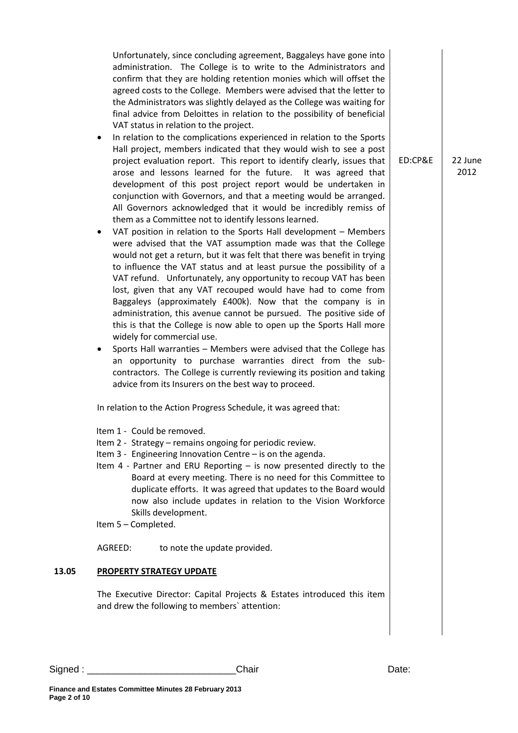Unfortunately, since concluding agreement, Baggaleys have gone into administration. The College is to write to the Administrators and confirm that they are holding retention monies which will offset the agreed costs to the College. Members were advised that the letter to the Administrators was slightly delayed as the College was waiting for final advice from Deloittes in relation to the possibility of beneficial VAT status in relation to the project.

- In relation to the complications experienced in relation to the Sports Hall project, members indicated that they would wish to see a post project evaluation report. This report to identify clearly, issues that arose and lessons learned for the future. It was agreed that development of this post project report would be undertaken in conjunction with Governors, and that a meeting would be arranged. All Governors acknowledged that it would be incredibly remiss of them as a Committee not to identify lessons learned. — **ED:CP&E** — **22 June 2012**
- VAT position in relation to the Sports Hall development – Members were advised that the VAT assumption made was that the College would not get a return, but it was felt that there was benefit in trying to influence the VAT status and at least pursue the possibility of a VAT refund. Unfortunately, any opportunity to recoup VAT has been lost, given that any VAT recouped would have had to come from Baggaleys (approximately £400k). Now that the company is in administration, this avenue cannot be pursued. The positive side of this is that the College is now able to open up the Sports Hall more widely for commercial use.
- Sports Hall warranties – Members were advised that the College has an opportunity to purchase warranties direct from the sub-contractors. The College is currently reviewing its position and taking advice from its Insurers on the best way to proceed.

In relation to the Action Progress Schedule, it was agreed that:

Item 1 - Could be removed.
Item 2 - Strategy – remains ongoing for periodic review.
Item 3 - Engineering Innovation Centre – is on the agenda.
Item 4 - Partner and ERU Reporting – is now presented directly to the Board at every meeting. There is no need for this Committee to duplicate efforts. It was agreed that updates to the Board would now also include updates in relation to the Vision Workforce Skills development.
Item 5 – Completed.

AGREED: to note the update provided.

## 13.05 PROPERTY STRATEGY UPDATE

The Executive Director: Capital Projects & Estates introduced this item and drew the following to members` attention:

Signed : ___________________________Chair Date: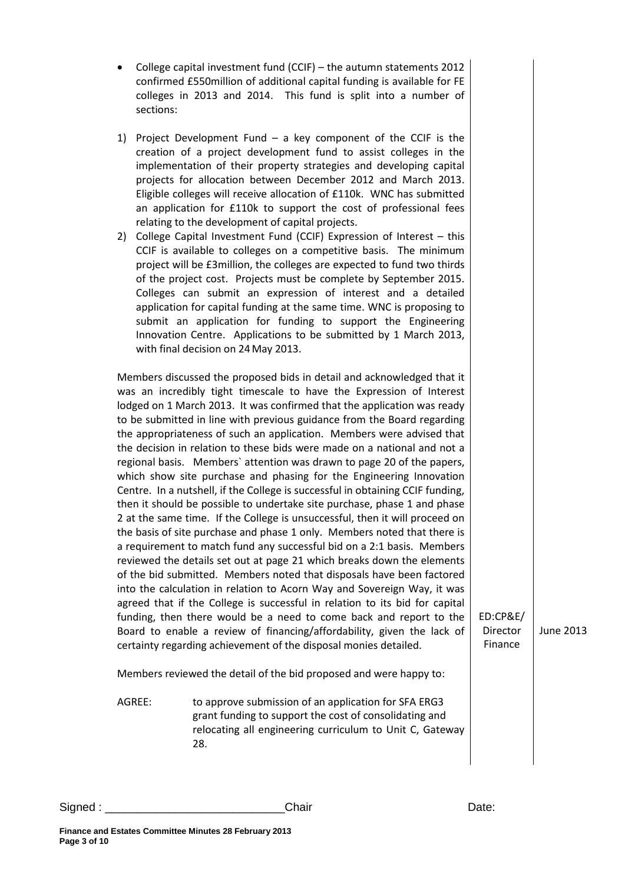- College capital investment fund (CCIF) – the autumn statements 2012 confirmed £550million of additional capital funding is available for FE colleges in 2013 and 2014. This fund is split into a number of sections:

1) Project Development Fund – a key component of the CCIF is the creation of a project development fund to assist colleges in the implementation of their property strategies and developing capital projects for allocation between December 2012 and March 2013. Eligible colleges will receive allocation of £110k. WNC has submitted an application for £110k to support the cost of professional fees relating to the development of capital projects.
2) College Capital Investment Fund (CCIF) Expression of Interest – this CCIF is available to colleges on a competitive basis. The minimum project will be £3million, the colleges are expected to fund two thirds of the project cost. Projects must be complete by September 2015. Colleges can submit an expression of interest and a detailed application for capital funding at the same time. WNC is proposing to submit an application for funding to support the Engineering Innovation Centre. Applications to be submitted by 1 March 2013, with final decision on 24 May 2013.

Members discussed the proposed bids in detail and acknowledged that it was an incredibly tight timescale to have the Expression of Interest lodged on 1 March 2013. It was confirmed that the application was ready to be submitted in line with previous guidance from the Board regarding the appropriateness of such an application. Members were advised that the decision in relation to these bids were made on a national and not a regional basis. Members` attention was drawn to page 20 of the papers, which show site purchase and phasing for the Engineering Innovation Centre. In a nutshell, if the College is successful in obtaining CCIF funding, then it should be possible to undertake site purchase, phase 1 and phase 2 at the same time. If the College is unsuccessful, then it will proceed on the basis of site purchase and phase 1 only. Members noted that there is a requirement to match fund any successful bid on a 2:1 basis. Members reviewed the details set out at page 21 which breaks down the elements of the bid submitted. Members noted that disposals have been factored into the calculation in relation to Acorn Way and Sovereign Way, it was agreed that if the College is successful in relation to its bid for capital funding, then there would be a need to come back and report to the Board to enable a review of financing/affordability, given the lack of certainty regarding achievement of the disposal monies detailed. — ED:CP&E/ Director Finance — June 2013

Members reviewed the detail of the bid proposed and were happy to:

AGREE: to approve submission of an application for SFA ERG3 grant funding to support the cost of consolidating and relocating all engineering curriculum to Unit C, Gateway 28.

Signed : ___________________________Chair Date: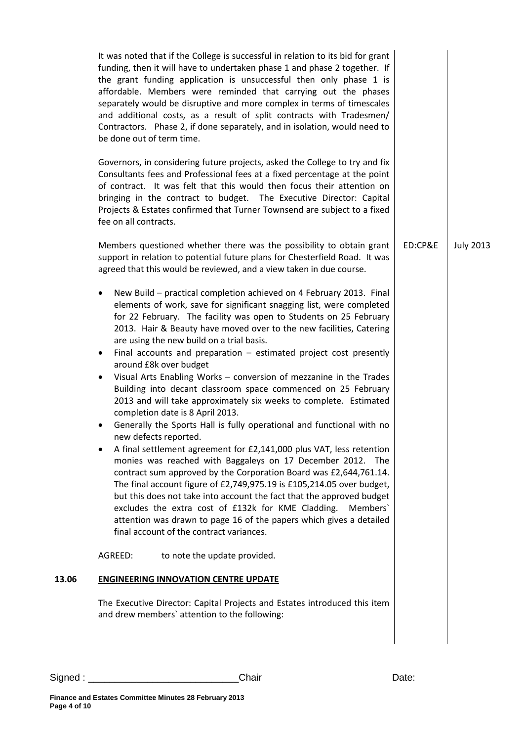It was noted that if the College is successful in relation to its bid for grant funding, then it will have to undertaken phase 1 and phase 2 together. If the grant funding application is unsuccessful then only phase 1 is affordable. Members were reminded that carrying out the phases separately would be disruptive and more complex in terms of timescales and additional costs, as a result of split contracts with Tradesmen/ Contractors. Phase 2, if done separately, and in isolation, would need to be done out of term time.

Governors, in considering future projects, asked the College to try and fix Consultants fees and Professional fees at a fixed percentage at the point of contract. It was felt that this would then focus their attention on bringing in the contract to budget. The Executive Director: Capital Projects & Estates confirmed that Turner Townsend are subject to a fixed fee on all contracts.

Members questioned whether there was the possibility to obtain grant support in relation to potential future plans for Chesterfield Road. It was agreed that this would be reviewed, and a view taken in due course. — ED:CP&E — July 2013

- New Build – practical completion achieved on 4 February 2013. Final elements of work, save for significant snagging list, were completed for 22 February. The facility was open to Students on 25 February 2013. Hair & Beauty have moved over to the new facilities, Catering are using the new build on a trial basis.
- Final accounts and preparation – estimated project cost presently around £8k over budget
- Visual Arts Enabling Works – conversion of mezzanine in the Trades Building into decant classroom space commenced on 25 February 2013 and will take approximately six weeks to complete. Estimated completion date is 8 April 2013.
- Generally the Sports Hall is fully operational and functional with no new defects reported.
- A final settlement agreement for £2,141,000 plus VAT, less retention monies was reached with Baggaleys on 17 December 2012. The contract sum approved by the Corporation Board was £2,644,761.14. The final account figure of £2,749,975.19 is £105,214.05 over budget, but this does not take into account the fact that the approved budget excludes the extra cost of £132k for KME Cladding. Members` attention was drawn to page 16 of the papers which gives a detailed final account of the contract variances.

AGREED: to note the update provided.

## 13.06 ENGINEERING INNOVATION CENTRE UPDATE

The Executive Director: Capital Projects and Estates introduced this item and drew members` attention to the following:

Signed : ___________________________Chair Date: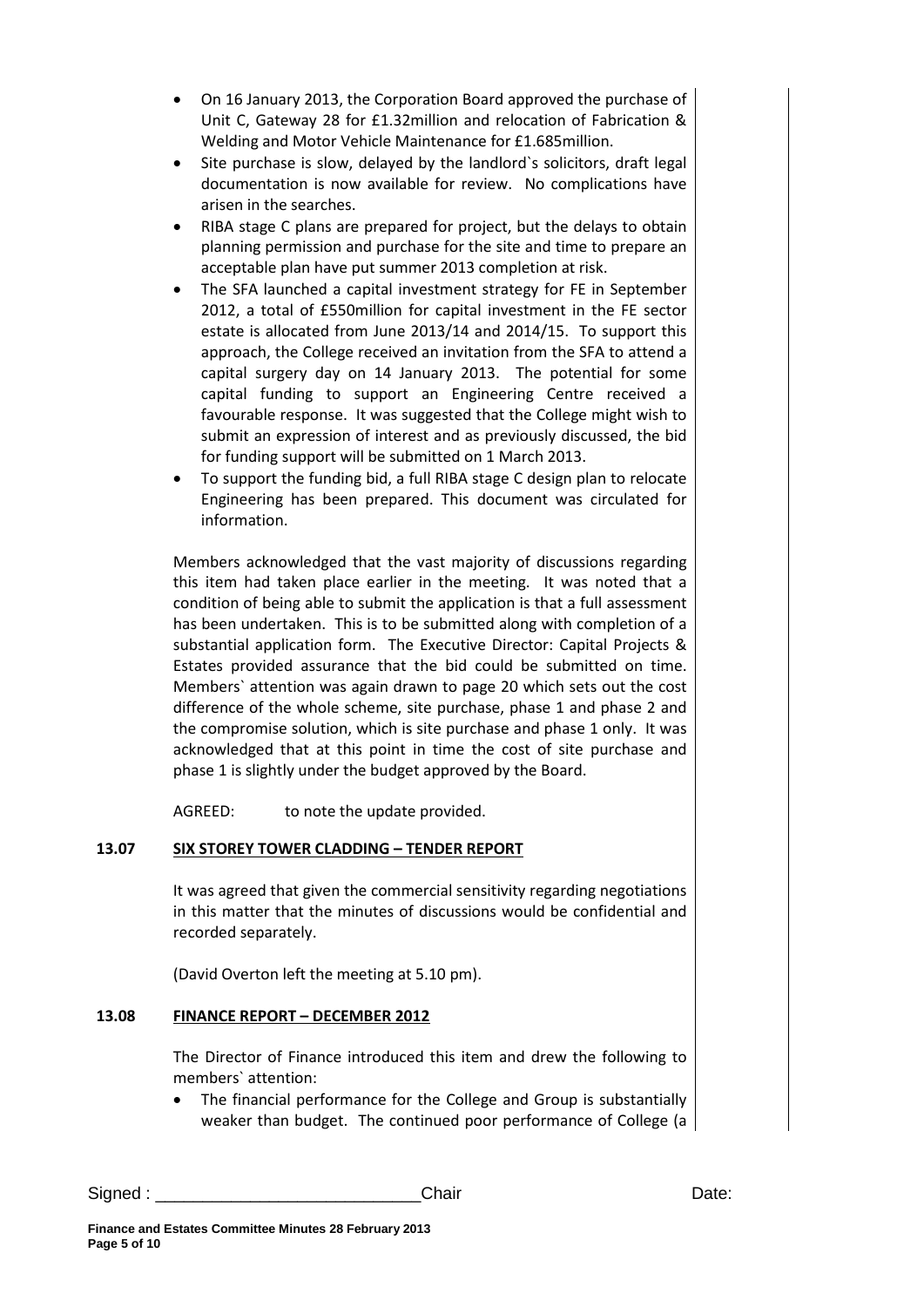- On 16 January 2013, the Corporation Board approved the purchase of Unit C, Gateway 28 for £1.32million and relocation of Fabrication & Welding and Motor Vehicle Maintenance for £1.685million.
- Site purchase is slow, delayed by the landlord`s solicitors, draft legal documentation is now available for review. No complications have arisen in the searches.
- RIBA stage C plans are prepared for project, but the delays to obtain planning permission and purchase for the site and time to prepare an acceptable plan have put summer 2013 completion at risk.
- The SFA launched a capital investment strategy for FE in September 2012, a total of £550million for capital investment in the FE sector estate is allocated from June 2013/14 and 2014/15. To support this approach, the College received an invitation from the SFA to attend a capital surgery day on 14 January 2013. The potential for some capital funding to support an Engineering Centre received a favourable response. It was suggested that the College might wish to submit an expression of interest and as previously discussed, the bid for funding support will be submitted on 1 March 2013.
- To support the funding bid, a full RIBA stage C design plan to relocate Engineering has been prepared. This document was circulated for information.

Members acknowledged that the vast majority of discussions regarding this item had taken place earlier in the meeting. It was noted that a condition of being able to submit the application is that a full assessment has been undertaken. This is to be submitted along with completion of a substantial application form. The Executive Director: Capital Projects & Estates provided assurance that the bid could be submitted on time. Members` attention was again drawn to page 20 which sets out the cost difference of the whole scheme, site purchase, phase 1 and phase 2 and the compromise solution, which is site purchase and phase 1 only. It was acknowledged that at this point in time the cost of site purchase and phase 1 is slightly under the budget approved by the Board.

AGREED: to note the update provided.

## 13.07 SIX STOREY TOWER CLADDING – TENDER REPORT

It was agreed that given the commercial sensitivity regarding negotiations in this matter that the minutes of discussions would be confidential and recorded separately.

(David Overton left the meeting at 5.10 pm).

## 13.08 FINANCE REPORT – DECEMBER 2012

The Director of Finance introduced this item and drew the following to members` attention:

- The financial performance for the College and Group is substantially weaker than budget. The continued poor performance of College (a

Signed : ____________________________Chair Date: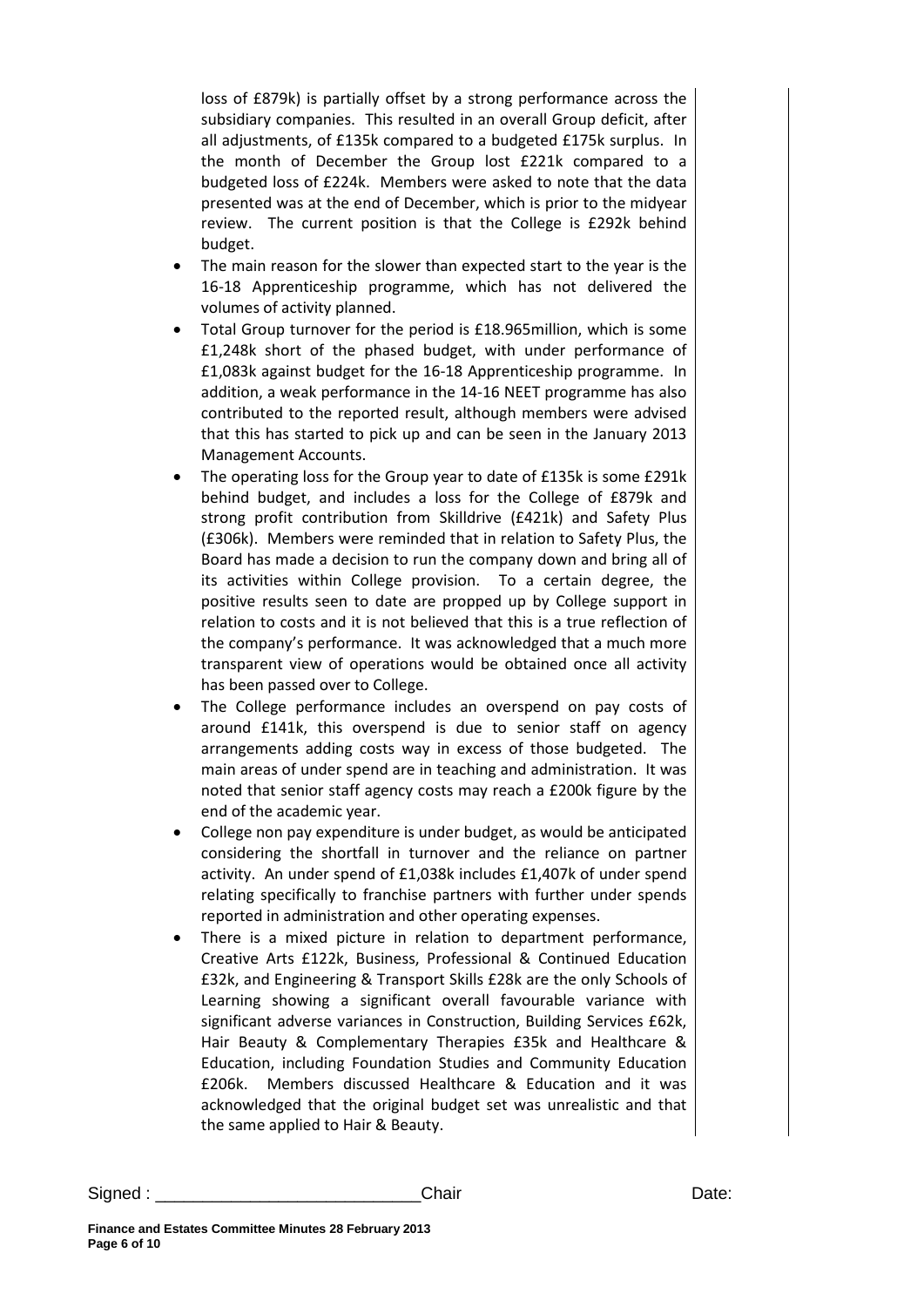loss of £879k) is partially offset by a strong performance across the subsidiary companies. This resulted in an overall Group deficit, after all adjustments, of £135k compared to a budgeted £175k surplus. In the month of December the Group lost £221k compared to a budgeted loss of £224k. Members were asked to note that the data presented was at the end of December, which is prior to the midyear review. The current position is that the College is £292k behind budget.

- The main reason for the slower than expected start to the year is the 16-18 Apprenticeship programme, which has not delivered the volumes of activity planned.
- Total Group turnover for the period is £18.965million, which is some £1,248k short of the phased budget, with under performance of £1,083k against budget for the 16-18 Apprenticeship programme. In addition, a weak performance in the 14-16 NEET programme has also contributed to the reported result, although members were advised that this has started to pick up and can be seen in the January 2013 Management Accounts.
- The operating loss for the Group year to date of £135k is some £291k behind budget, and includes a loss for the College of £879k and strong profit contribution from Skilldrive (£421k) and Safety Plus (£306k). Members were reminded that in relation to Safety Plus, the Board has made a decision to run the company down and bring all of its activities within College provision. To a certain degree, the positive results seen to date are propped up by College support in relation to costs and it is not believed that this is a true reflection of the company's performance. It was acknowledged that a much more transparent view of operations would be obtained once all activity has been passed over to College.
- The College performance includes an overspend on pay costs of around £141k, this overspend is due to senior staff on agency arrangements adding costs way in excess of those budgeted. The main areas of under spend are in teaching and administration. It was noted that senior staff agency costs may reach a £200k figure by the end of the academic year.
- College non pay expenditure is under budget, as would be anticipated considering the shortfall in turnover and the reliance on partner activity. An under spend of £1,038k includes £1,407k of under spend relating specifically to franchise partners with further under spends reported in administration and other operating expenses.
- There is a mixed picture in relation to department performance, Creative Arts £122k, Business, Professional & Continued Education £32k, and Engineering & Transport Skills £28k are the only Schools of Learning showing a significant overall favourable variance with significant adverse variances in Construction, Building Services £62k, Hair Beauty & Complementary Therapies £35k and Healthcare & Education, including Foundation Studies and Community Education £206k. Members discussed Healthcare & Education and it was acknowledged that the original budget set was unrealistic and that the same applied to Hair & Beauty.

Signed : ____________________________Chair Date: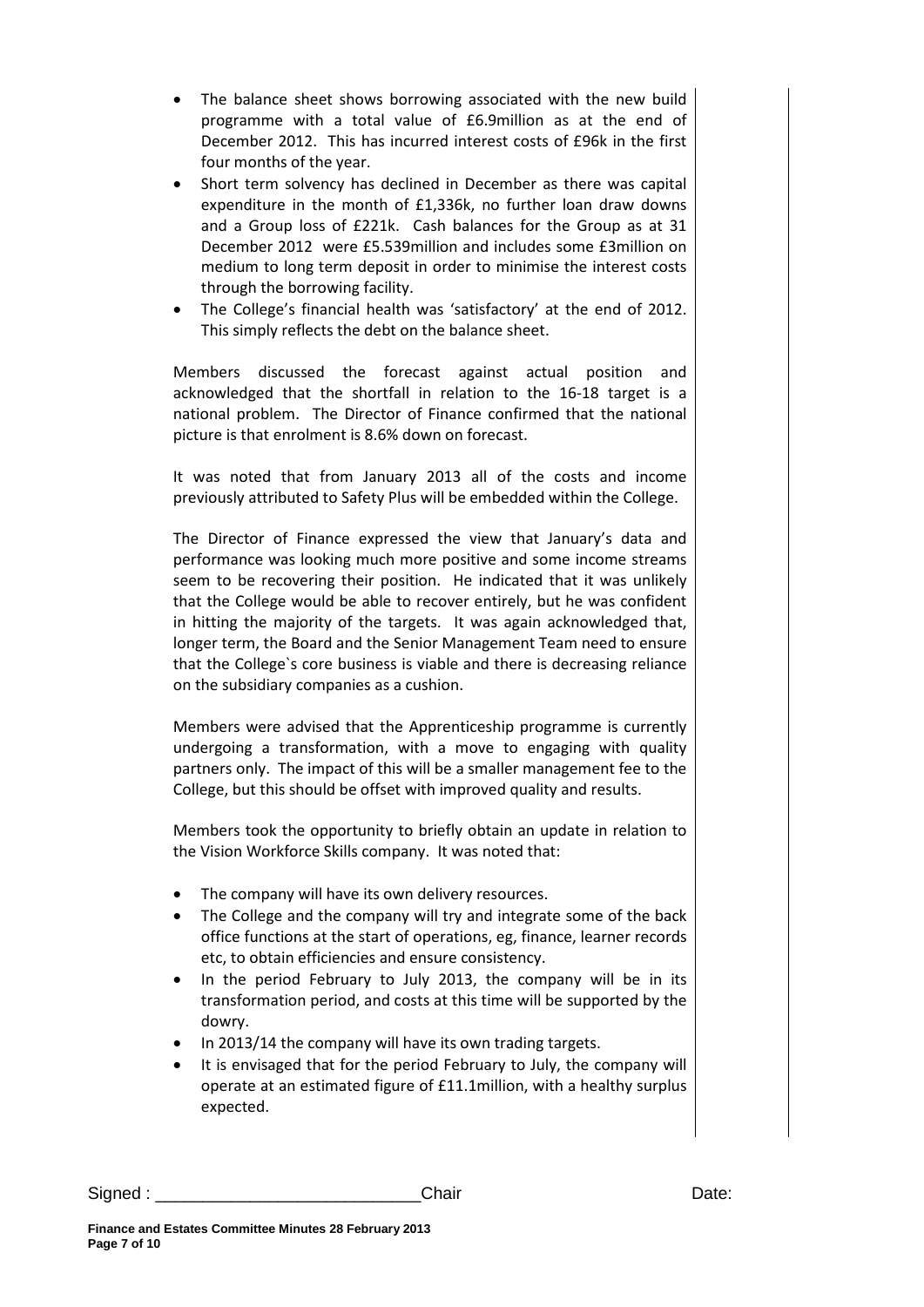- The balance sheet shows borrowing associated with the new build programme with a total value of £6.9million as at the end of December 2012. This has incurred interest costs of £96k in the first four months of the year.
- Short term solvency has declined in December as there was capital expenditure in the month of £1,336k, no further loan draw downs and a Group loss of £221k. Cash balances for the Group as at 31 December 2012 were £5.539million and includes some £3million on medium to long term deposit in order to minimise the interest costs through the borrowing facility.
- The College's financial health was 'satisfactory' at the end of 2012. This simply reflects the debt on the balance sheet.

Members discussed the forecast against actual position and acknowledged that the shortfall in relation to the 16-18 target is a national problem. The Director of Finance confirmed that the national picture is that enrolment is 8.6% down on forecast.

It was noted that from January 2013 all of the costs and income previously attributed to Safety Plus will be embedded within the College.

The Director of Finance expressed the view that January's data and performance was looking much more positive and some income streams seem to be recovering their position. He indicated that it was unlikely that the College would be able to recover entirely, but he was confident in hitting the majority of the targets. It was again acknowledged that, longer term, the Board and the Senior Management Team need to ensure that the College`s core business is viable and there is decreasing reliance on the subsidiary companies as a cushion.

Members were advised that the Apprenticeship programme is currently undergoing a transformation, with a move to engaging with quality partners only. The impact of this will be a smaller management fee to the College, but this should be offset with improved quality and results.

Members took the opportunity to briefly obtain an update in relation to the Vision Workforce Skills company. It was noted that:

- The company will have its own delivery resources.
- The College and the company will try and integrate some of the back office functions at the start of operations, eg, finance, learner records etc, to obtain efficiencies and ensure consistency.
- In the period February to July 2013, the company will be in its transformation period, and costs at this time will be supported by the dowry.
- In 2013/14 the company will have its own trading targets.
- It is envisaged that for the period February to July, the company will operate at an estimated figure of £11.1million, with a healthy surplus expected.

Signed : ____________________________Chair Date: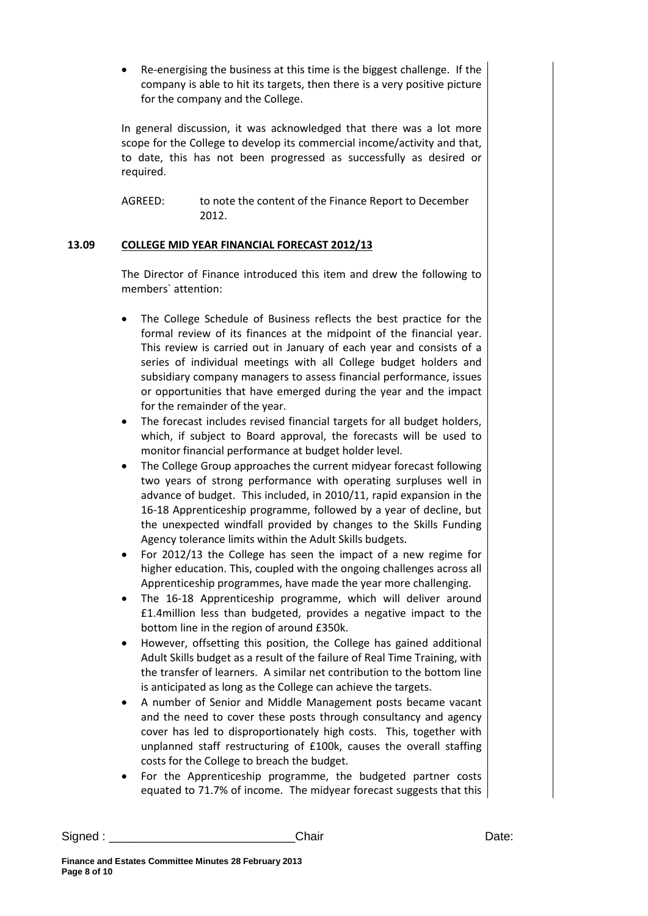- Re-energising the business at this time is the biggest challenge. If the company is able to hit its targets, then there is a very positive picture for the company and the College.

In general discussion, it was acknowledged that there was a lot more scope for the College to develop its commercial income/activity and that, to date, this has not been progressed as successfully as desired or required.

AGREED: to note the content of the Finance Report to December 2012.

## 13.09 COLLEGE MID YEAR FINANCIAL FORECAST 2012/13

The Director of Finance introduced this item and drew the following to members` attention:

- The College Schedule of Business reflects the best practice for the formal review of its finances at the midpoint of the financial year. This review is carried out in January of each year and consists of a series of individual meetings with all College budget holders and subsidiary company managers to assess financial performance, issues or opportunities that have emerged during the year and the impact for the remainder of the year.
- The forecast includes revised financial targets for all budget holders, which, if subject to Board approval, the forecasts will be used to monitor financial performance at budget holder level.
- The College Group approaches the current midyear forecast following two years of strong performance with operating surpluses well in advance of budget. This included, in 2010/11, rapid expansion in the 16-18 Apprenticeship programme, followed by a year of decline, but the unexpected windfall provided by changes to the Skills Funding Agency tolerance limits within the Adult Skills budgets.
- For 2012/13 the College has seen the impact of a new regime for higher education. This, coupled with the ongoing challenges across all Apprenticeship programmes, have made the year more challenging.
- The 16-18 Apprenticeship programme, which will deliver around £1.4million less than budgeted, provides a negative impact to the bottom line in the region of around £350k.
- However, offsetting this position, the College has gained additional Adult Skills budget as a result of the failure of Real Time Training, with the transfer of learners. A similar net contribution to the bottom line is anticipated as long as the College can achieve the targets.
- A number of Senior and Middle Management posts became vacant and the need to cover these posts through consultancy and agency cover has led to disproportionately high costs. This, together with unplanned staff restructuring of £100k, causes the overall staffing costs for the College to breach the budget.
- For the Apprenticeship programme, the budgeted partner costs equated to 71.7% of income. The midyear forecast suggests that this

Signed : ___________________________Chair Date: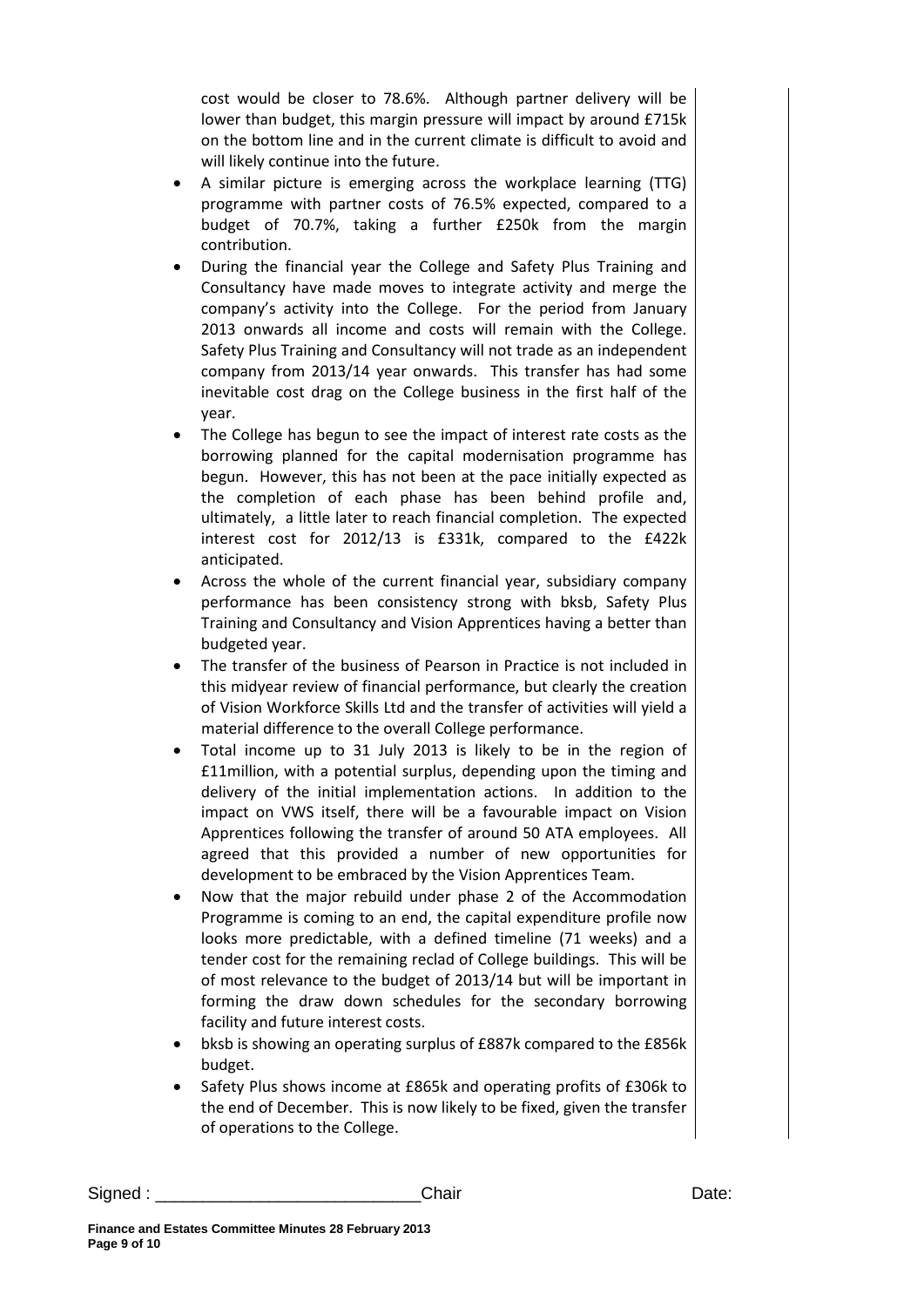cost would be closer to 78.6%. Although partner delivery will be lower than budget, this margin pressure will impact by around £715k on the bottom line and in the current climate is difficult to avoid and will likely continue into the future.

- A similar picture is emerging across the workplace learning (TTG) programme with partner costs of 76.5% expected, compared to a budget of 70.7%, taking a further £250k from the margin contribution.
- During the financial year the College and Safety Plus Training and Consultancy have made moves to integrate activity and merge the company's activity into the College. For the period from January 2013 onwards all income and costs will remain with the College. Safety Plus Training and Consultancy will not trade as an independent company from 2013/14 year onwards. This transfer has had some inevitable cost drag on the College business in the first half of the year.
- The College has begun to see the impact of interest rate costs as the borrowing planned for the capital modernisation programme has begun. However, this has not been at the pace initially expected as the completion of each phase has been behind profile and, ultimately, a little later to reach financial completion. The expected interest cost for 2012/13 is £331k, compared to the £422k anticipated.
- Across the whole of the current financial year, subsidiary company performance has been consistency strong with bksb, Safety Plus Training and Consultancy and Vision Apprentices having a better than budgeted year.
- The transfer of the business of Pearson in Practice is not included in this midyear review of financial performance, but clearly the creation of Vision Workforce Skills Ltd and the transfer of activities will yield a material difference to the overall College performance.
- Total income up to 31 July 2013 is likely to be in the region of £11million, with a potential surplus, depending upon the timing and delivery of the initial implementation actions. In addition to the impact on VWS itself, there will be a favourable impact on Vision Apprentices following the transfer of around 50 ATA employees. All agreed that this provided a number of new opportunities for development to be embraced by the Vision Apprentices Team.
- Now that the major rebuild under phase 2 of the Accommodation Programme is coming to an end, the capital expenditure profile now looks more predictable, with a defined timeline (71 weeks) and a tender cost for the remaining reclad of College buildings. This will be of most relevance to the budget of 2013/14 but will be important in forming the draw down schedules for the secondary borrowing facility and future interest costs.
- bksb is showing an operating surplus of £887k compared to the £856k budget.
- Safety Plus shows income at £865k and operating profits of £306k to the end of December. This is now likely to be fixed, given the transfer of operations to the College.

Signed : \_\_\_\_\_\_\_\_\_\_\_\_\_\_\_\_\_\_\_\_\_\_\_\_\_\_\_\_ Chair Date: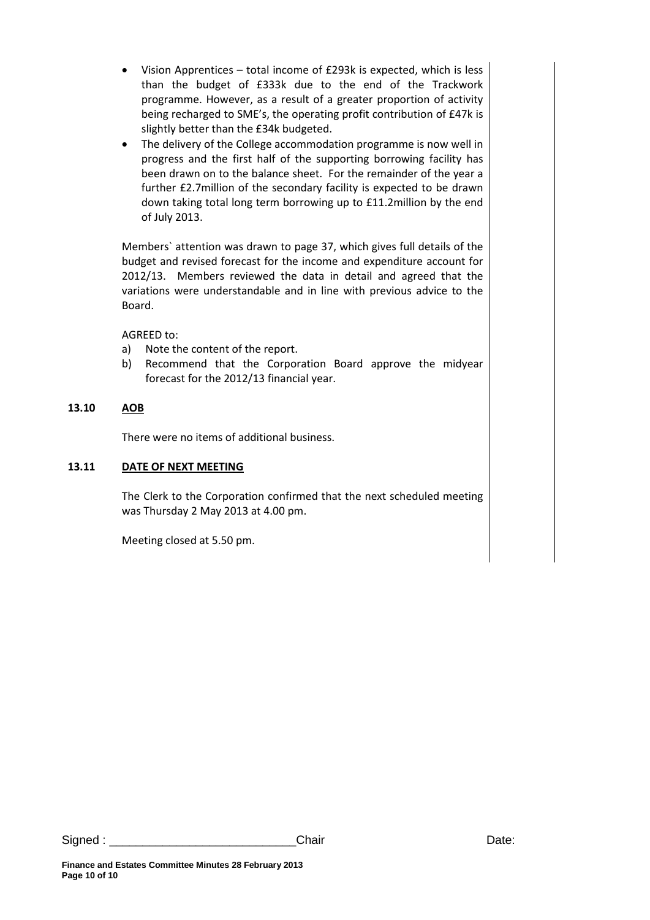- Vision Apprentices – total income of £293k is expected, which is less than the budget of £333k due to the end of the Trackwork programme. However, as a result of a greater proportion of activity being recharged to SME's, the operating profit contribution of £47k is slightly better than the £34k budgeted.
- The delivery of the College accommodation programme is now well in progress and the first half of the supporting borrowing facility has been drawn on to the balance sheet. For the remainder of the year a further £2.7million of the secondary facility is expected to be drawn down taking total long term borrowing up to £11.2million by the end of July 2013.

Members` attention was drawn to page 37, which gives full details of the budget and revised forecast for the income and expenditure account for 2012/13. Members reviewed the data in detail and agreed that the variations were understandable and in line with previous advice to the Board.

AGREED to:

a) Note the content of the report.
b) Recommend that the Corporation Board approve the midyear forecast for the 2012/13 financial year.

**13.10 AOB**

There were no items of additional business.

**13.11 DATE OF NEXT MEETING**

The Clerk to the Corporation confirmed that the next scheduled meeting was Thursday 2 May 2013 at 4.00 pm.

Meeting closed at 5.50 pm.

Signed : ___________________________Chair Date: